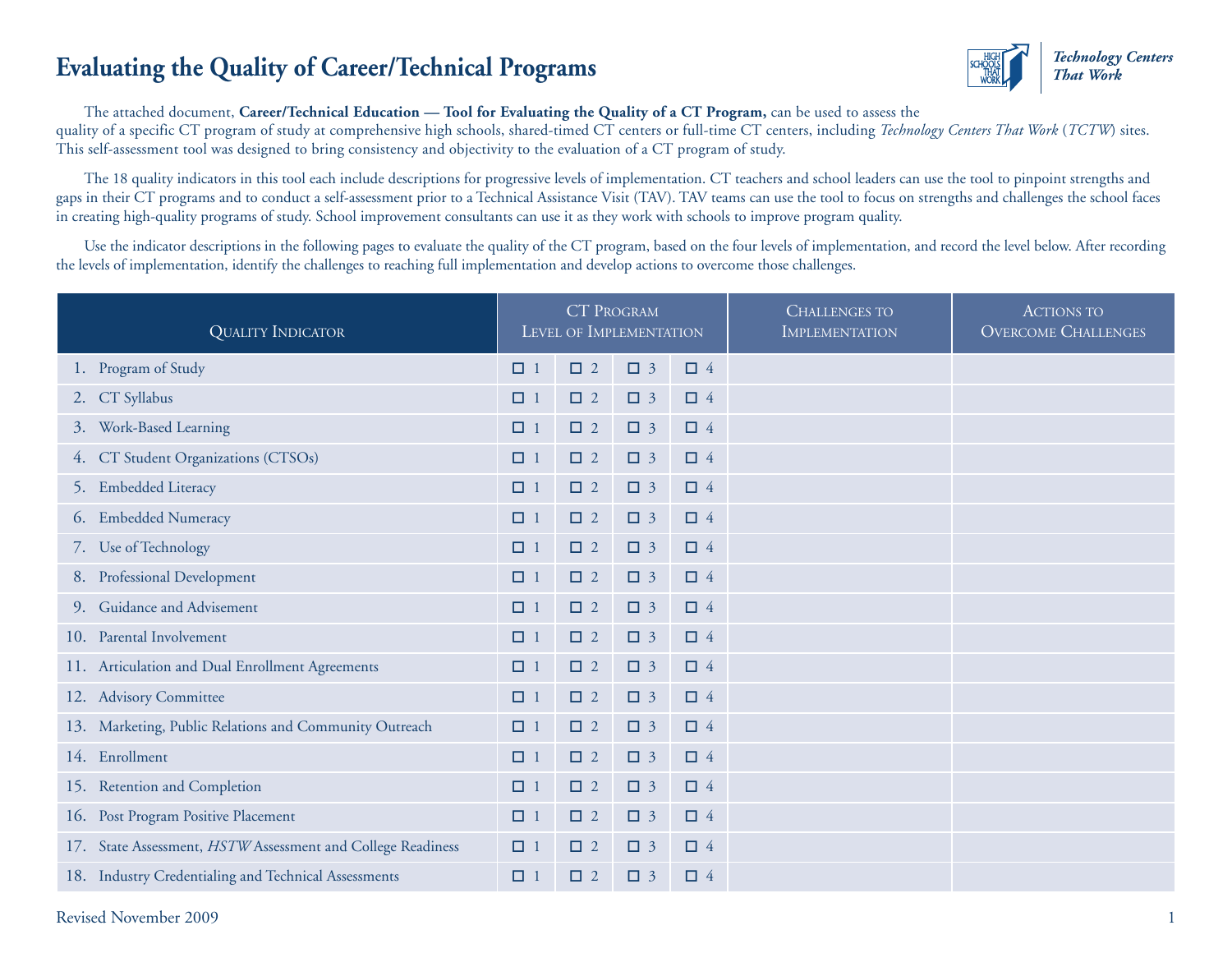# Evaluating the Quality of Career/Technical Programs

*Technology Centers That Work*

The attached document, **Career/Technical Education — Tool for Evaluating the Quality of a CT Program,** can be used to assess the quality of a specific CT program of study at comprehensive high schools, shared-timed CT centers or full-time CT centers, including *Technology Centers That Work* (*TCTW*) sites. This self-assessment tool was designed to bring consistency and objectivity to the evaluation of a CT program of study.

The 18 quality indicators in this tool each include descriptions for progressive levels of implementation. CT teachers and school leaders can use the tool to pinpoint strengths and gaps in their CT programs and to conduct a self-assessment prior to a Technical Assistance Visit (TAV). TAV teams can use the tool to focus on strengths and challenges the school faces in creating high-quality programs of study. School improvement consultants can use it as they work with schools to improve program quality.

Use the indicator descriptions in the following pages to evaluate the quality of the CT program, based on the four levels of implementation, and record the level below. After recording the levels of implementation, identify the challenges to reaching full implementation and develop actions to overcome those challenges.

| Quality Indicator | CT Program Level of Implementation | | | | Challenges to Implementation | Actions to Overcome Challenges |
|---|---|---|---|---|---|---|
| 1. Program of Study | ☐ 1 | ☐ 2 | ☐ 3 | ☐ 4 | | |
| 2. CT Syllabus | ☐ 1 | ☐ 2 | ☐ 3 | ☐ 4 | | |
| 3. Work-Based Learning | ☐ 1 | ☐ 2 | ☐ 3 | ☐ 4 | | |
| 4. CT Student Organizations (CTSOs) | ☐ 1 | ☐ 2 | ☐ 3 | ☐ 4 | | |
| 5. Embedded Literacy | ☐ 1 | ☐ 2 | ☐ 3 | ☐ 4 | | |
| 6. Embedded Numeracy | ☐ 1 | ☐ 2 | ☐ 3 | ☐ 4 | | |
| 7. Use of Technology | ☐ 1 | ☐ 2 | ☐ 3 | ☐ 4 | | |
| 8. Professional Development | ☐ 1 | ☐ 2 | ☐ 3 | ☐ 4 | | |
| 9. Guidance and Advisement | ☐ 1 | ☐ 2 | ☐ 3 | ☐ 4 | | |
| 10. Parental Involvement | ☐ 1 | ☐ 2 | ☐ 3 | ☐ 4 | | |
| 11. Articulation and Dual Enrollment Agreements | ☐ 1 | ☐ 2 | ☐ 3 | ☐ 4 | | |
| 12. Advisory Committee | ☐ 1 | ☐ 2 | ☐ 3 | ☐ 4 | | |
| 13. Marketing, Public Relations and Community Outreach | ☐ 1 | ☐ 2 | ☐ 3 | ☐ 4 | | |
| 14. Enrollment | ☐ 1 | ☐ 2 | ☐ 3 | ☐ 4 | | |
| 15. Retention and Completion | ☐ 1 | ☐ 2 | ☐ 3 | ☐ 4 | | |
| 16. Post Program Positive Placement | ☐ 1 | ☐ 2 | ☐ 3 | ☐ 4 | | |
| 17. State Assessment, *HSTW* Assessment and College Readiness | ☐ 1 | ☐ 2 | ☐ 3 | ☐ 4 | | |
| 18. Industry Credentialing and Technical Assessments | ☐ 1 | ☐ 2 | ☐ 3 | ☐ 4 | | |

Revised November 2009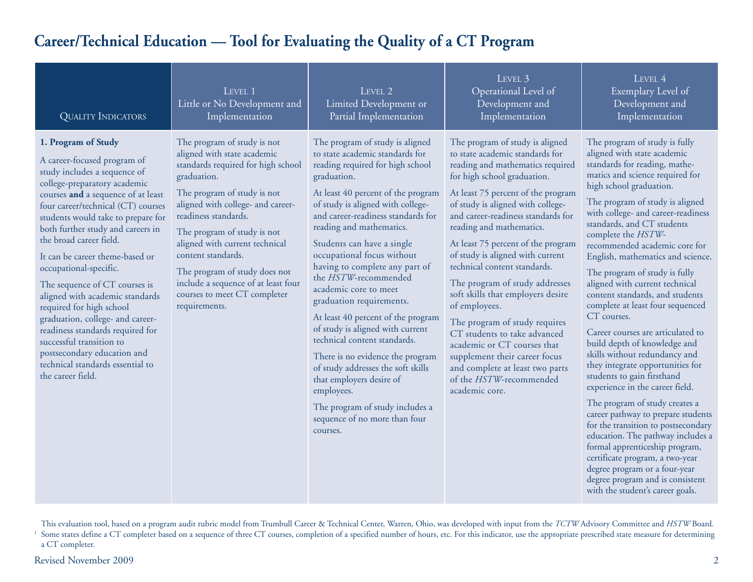# Career/Technical Education — Tool for Evaluating the Quality of a CT Program

| Quality Indicators | Level 1 Little or No Development and Implementation | Level 2 Limited Development or Partial Implementation | Level 3 Operational Level of Development and Implementation | Level 4 Exemplary Level of Development and Implementation |
|---|---|---|---|---|
| **1. Program of Study**<br><br>A career-focused program of study includes a sequence of college-preparatory academic courses **and** a sequence of at least four career/technical (CT) courses students would take to prepare for both further study and careers in the broad career field.<br><br>It can be career theme-based or occupational-specific.<br><br>The sequence of CT courses is aligned with academic standards required for high school graduation, college- and career-readiness standards required for successful transition to postsecondary education and technical standards essential to the career field. | The program of study is not aligned with state academic standards required for high school graduation.<br><br>The program of study is not aligned with college- and career-readiness standards.<br><br>The program of study is not aligned with current technical content standards.<br><br>The program of study does not include a sequence of at least four courses to meet CT completer requirements. | The program of study is aligned to state academic standards for reading required for high school graduation.<br><br>At least 40 percent of the program of study is aligned with college- and career-readiness standards for reading and mathematics.<br><br>Students can have a single occupational focus without having to complete any part of the *HSTW*-recommended academic core to meet graduation requirements.<br><br>At least 40 percent of the program of study is aligned with current technical content standards.<br><br>There is no evidence the program of study addresses the soft skills that employers desire of employees.<br><br>The program of study includes a sequence of no more than four courses. | The program of study is aligned to state academic standards for reading and mathematics required for high school graduation.<br><br>At least 75 percent of the program of study is aligned with college- and career-readiness standards for reading and mathematics.<br><br>At least 75 percent of the program of study is aligned with current technical content standards.<br><br>The program of study addresses soft skills that employers desire of employees.<br><br>The program of study requires CT students to take advanced academic or CT courses that supplement their career focus and complete at least two parts of the *HSTW*-recommended academic core. | The program of study is fully aligned with state academic standards for reading, mathematics and science required for high school graduation.<br><br>The program of study is aligned with college- and career-readiness standards, and CT students complete the *HSTW*-recommended academic core for English, mathematics and science.<br><br>The program of study is fully aligned with current technical content standards, and students complete at least four sequenced CT courses.<br><br>Career courses are articulated to build depth of knowledge and skills without redundancy and they integrate opportunities for students to gain firsthand experience in the career field.<br><br>The program of study creates a career pathway to prepare students for the transition to postsecondary education. The pathway includes a formal apprenticeship program, certificate program, a two-year degree program or a four-year degree program and is consistent with the student's career goals. |

This evaluation tool, based on a program audit rubric model from Trumbull Career & Technical Center, Warren, Ohio, was developed with input from the *TCTW* Advisory Committee and *HSTW* Board.

[1] Some states define a CT completer based on a sequence of three CT courses, completion of a specified number of hours, etc. For this indicator, use the appropriate prescribed state measure for determining a CT completer.

Revised November 2009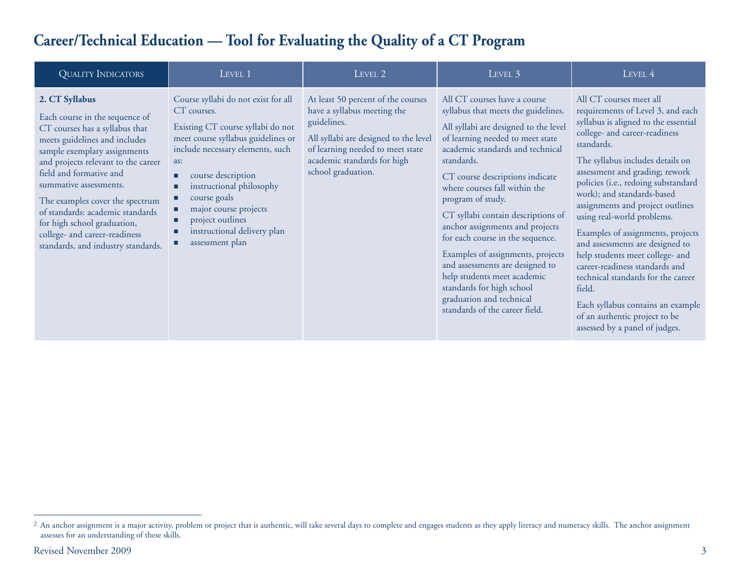# Career/Technical Education — Tool for Evaluating the Quality of a CT Program

| Quality Indicators | Level 1 | Level 2 | Level 3 | Level 4 |
|---|---|---|---|---|
| **2. CT Syllabus**<br><br>Each course in the sequence of CT courses has a syllabus that meets guidelines and includes sample exemplary assignments and projects relevant to the career field and formative and summative assessments.<br><br>The examples cover the spectrum of standards: academic standards for high school graduation, college- and career-readiness standards, and industry standards. | Course syllabi do not exist for all CT courses.<br><br>Existing CT course syllabi do not meet course syllabus guidelines or include necessary elements, such as:<br>▪ course description<br>▪ instructional philosophy<br>▪ course goals<br>▪ major course projects<br>▪ project outlines<br>▪ instructional delivery plan<br>▪ assessment plan | At least 50 percent of the courses have a syllabus meeting the guidelines.<br><br>All syllabi are designed to the level of learning needed to meet state academic standards for high school graduation. | All CT courses have a course syllabus that meets the guidelines.<br><br>All syllabi are designed to the level of learning needed to meet state academic standards and technical standards.<br><br>CT course descriptions indicate where courses fall within the program of study.<br><br>CT syllabi contain descriptions of anchor assignments and projects for each course in the sequence.<br><br>Examples of assignments, projects and assessments are designed to help students meet academic standards for high school graduation and technical standards of the career field. | All CT courses meet all requirements of Level 3, and each syllabus is aligned to the essential college- and career-readiness standards.<br><br>The syllabus includes details on assessment and grading; rework policies (i.e., redoing substandard work); and standards-based assignments and project outlines using real-world problems.<br><br>Examples of assignments, projects and assessments are designed to help students meet college- and career-readiness standards and technical standards for the career field.<br><br>Each syllabus contains an example of an authentic project to be assessed by a panel of judges. |

[2] An anchor assignment is a major activity, problem or project that is authentic, will take several days to complete and engages students as they apply literacy and numeracy skills. The anchor assignment assesses for an understanding of these skills.

Revised November 2009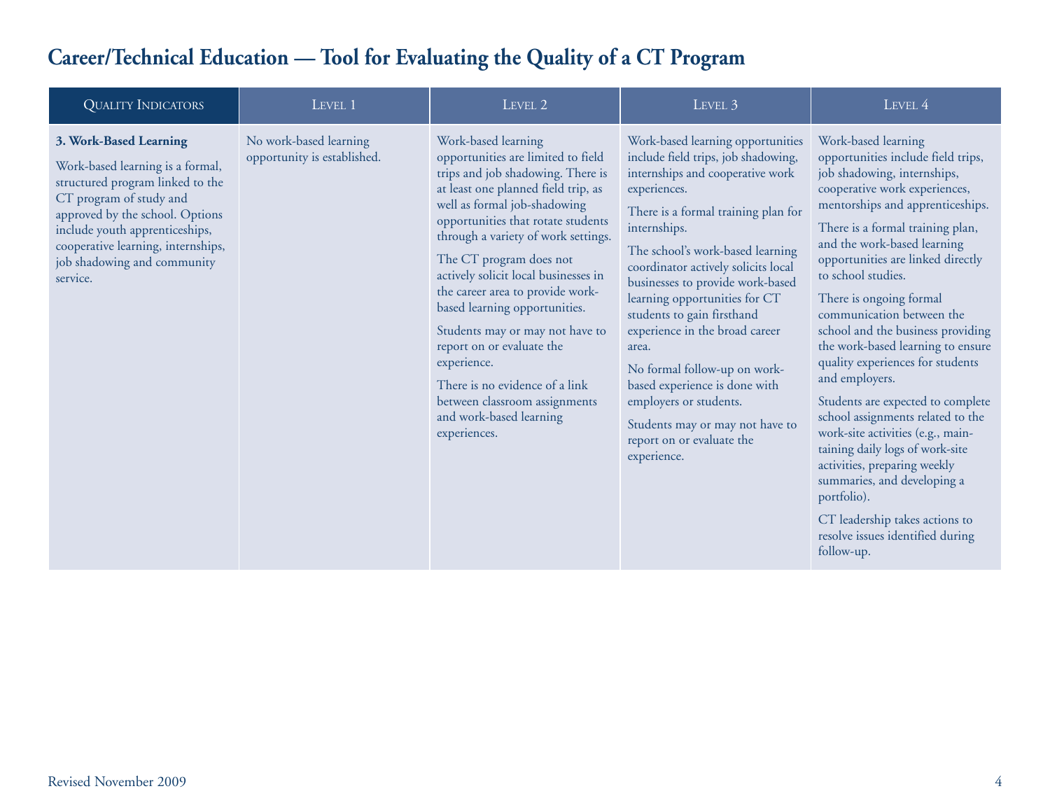# Career/Technical Education — Tool for Evaluating the Quality of a CT Program

| Quality Indicators | Level 1 | Level 2 | Level 3 | Level 4 |
|---|---|---|---|---|
| **3. Work-Based Learning**<br><br>Work-based learning is a formal, structured program linked to the CT program of study and approved by the school. Options include youth apprenticeships, cooperative learning, internships, job shadowing and community service. | No work-based learning opportunity is established. | Work-based learning opportunities are limited to field trips and job shadowing. There is at least one planned field trip, as well as formal job-shadowing opportunities that rotate students through a variety of work settings.<br><br>The CT program does not actively solicit local businesses in the career area to provide work-based learning opportunities.<br><br>Students may or may not have to report on or evaluate the experience.<br><br>There is no evidence of a link between classroom assignments and work-based learning experiences. | Work-based learning opportunities include field trips, job shadowing, internships and cooperative work experiences.<br><br>There is a formal training plan for internships.<br><br>The school's work-based learning coordinator actively solicits local businesses to provide work-based learning opportunities for CT students to gain firsthand experience in the broad career area.<br><br>No formal follow-up on work-based experience is done with employers or students.<br><br>Students may or may not have to report on or evaluate the experience. | Work-based learning opportunities include field trips, job shadowing, internships, cooperative work experiences, mentorships and apprenticeships.<br><br>There is a formal training plan, and the work-based learning opportunities are linked directly to school studies.<br><br>There is ongoing formal communication between the school and the business providing the work-based learning to ensure quality experiences for students and employers.<br><br>Students are expected to complete school assignments related to the work-site activities (e.g., maintaining daily logs of work-site activities, preparing weekly summaries, and developing a portfolio).<br><br>CT leadership takes actions to resolve issues identified during follow-up. |

Revised November 2009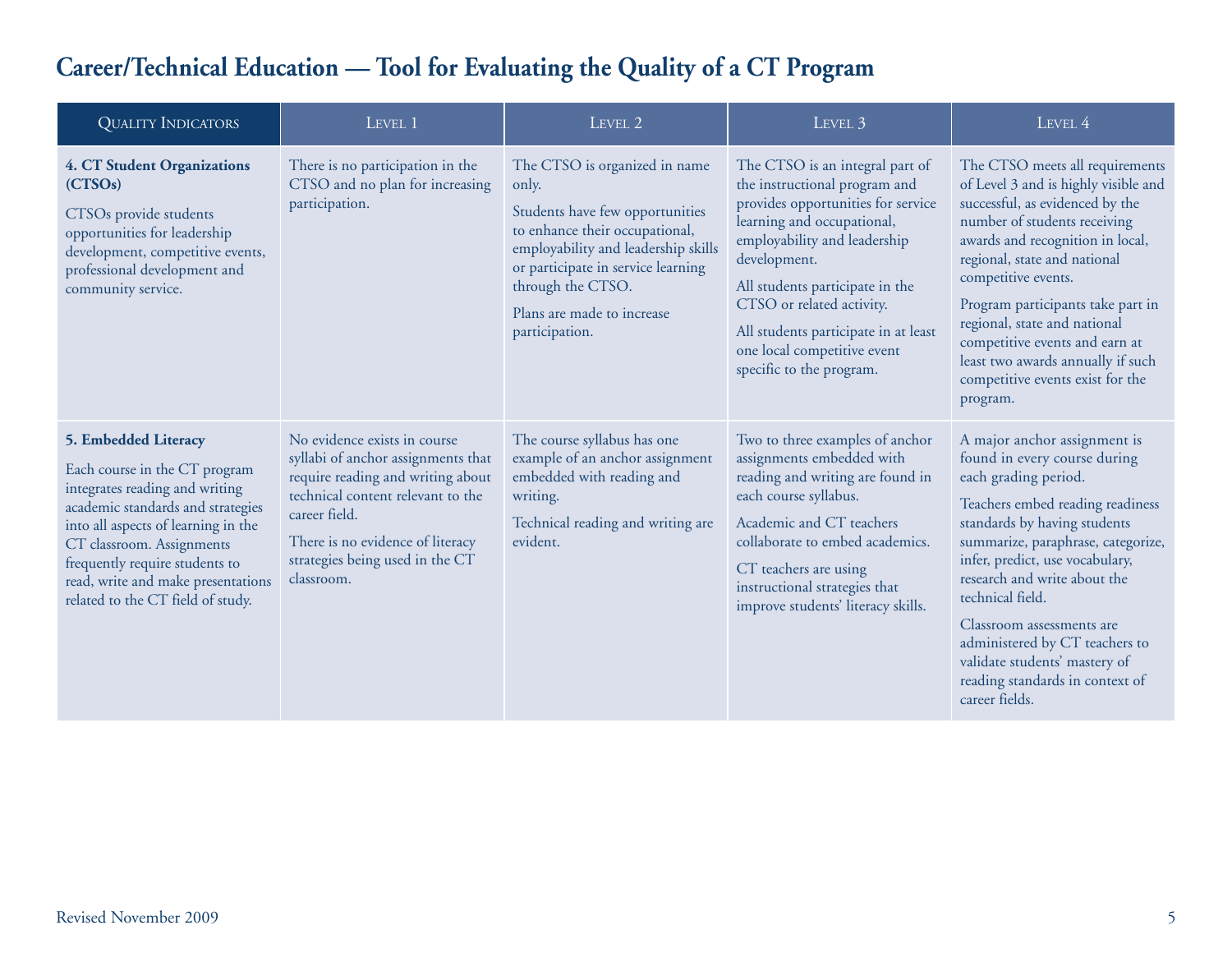# Career/Technical Education — Tool for Evaluating the Quality of a CT Program

| Quality Indicators | Level 1 | Level 2 | Level 3 | Level 4 |
|---|---|---|---|---|
| **4. CT Student Organizations (CTSOs)**<br><br>CTSOs provide students opportunities for leadership development, competitive events, professional development and community service. | There is no participation in the CTSO and no plan for increasing participation. | The CTSO is organized in name only.<br><br>Students have few opportunities to enhance their occupational, employability and leadership skills or participate in service learning through the CTSO.<br><br>Plans are made to increase participation. | The CTSO is an integral part of the instructional program and provides opportunities for service learning and occupational, employability and leadership development.<br><br>All students participate in the CTSO or related activity.<br><br>All students participate in at least one local competitive event specific to the program. | The CTSO meets all requirements of Level 3 and is highly visible and successful, as evidenced by the number of students receiving awards and recognition in local, regional, state and national competitive events.<br><br>Program participants take part in regional, state and national competitive events and earn at least two awards annually if such competitive events exist for the program. |
| **5. Embedded Literacy**<br><br>Each course in the CT program integrates reading and writing academic standards and strategies into all aspects of learning in the CT classroom. Assignments frequently require students to read, write and make presentations related to the CT field of study. | No evidence exists in course syllabi of anchor assignments that require reading and writing about technical content relevant to the career field.<br><br>There is no evidence of literacy strategies being used in the CT classroom. | The course syllabus has one example of an anchor assignment embedded with reading and writing.<br><br>Technical reading and writing are evident. | Two to three examples of anchor assignments embedded with reading and writing are found in each course syllabus.<br><br>Academic and CT teachers collaborate to embed academics.<br><br>CT teachers are using instructional strategies that improve students' literacy skills. | A major anchor assignment is found in every course during each grading period.<br><br>Teachers embed reading readiness standards by having students summarize, paraphrase, categorize, infer, predict, use vocabulary, research and write about the technical field.<br><br>Classroom assessments are administered by CT teachers to validate students' mastery of reading standards in context of career fields. |

Revised November 2009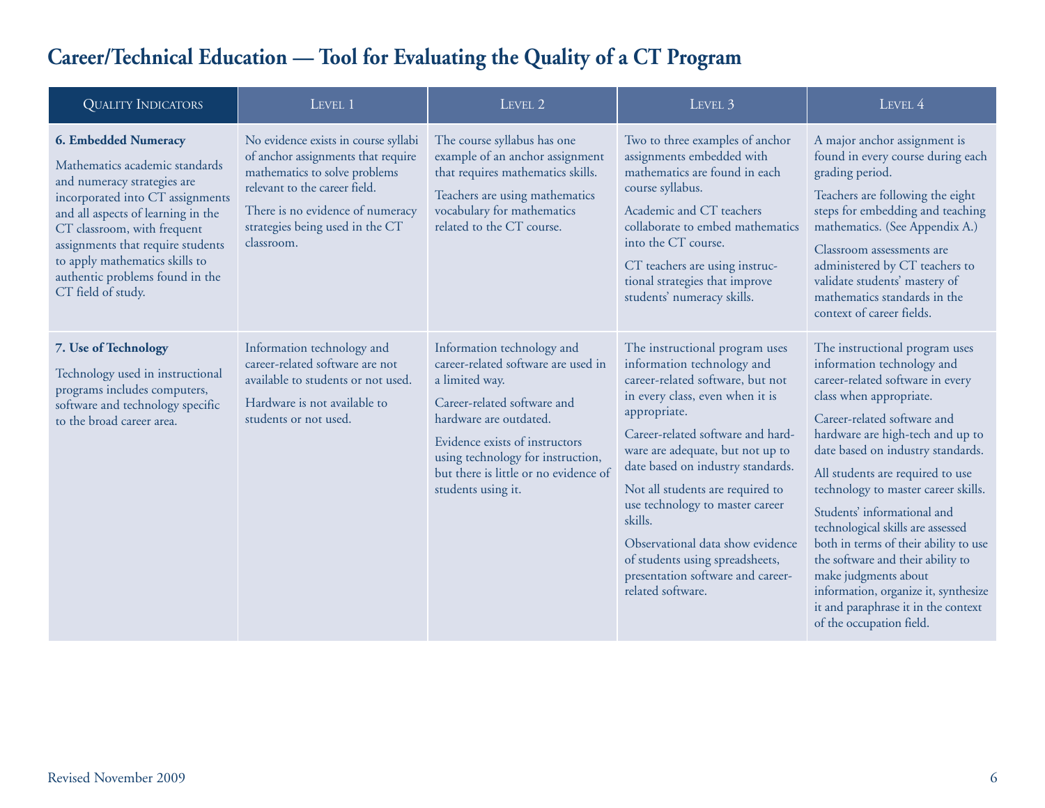# Career/Technical Education — Tool for Evaluating the Quality of a CT Program

| Quality Indicators | Level 1 | Level 2 | Level 3 | Level 4 |
|---|---|---|---|---|
| **6. Embedded Numeracy**<br><br>Mathematics academic standards and numeracy strategies are incorporated into CT assignments and all aspects of learning in the CT classroom, with frequent assignments that require students to apply mathematics skills to authentic problems found in the CT field of study. | No evidence exists in course syllabi of anchor assignments that require mathematics to solve problems relevant to the career field.<br><br>There is no evidence of numeracy strategies being used in the CT classroom. | The course syllabus has one example of an anchor assignment that requires mathematics skills.<br><br>Teachers are using mathematics vocabulary for mathematics related to the CT course. | Two to three examples of anchor assignments embedded with mathematics are found in each course syllabus.<br><br>Academic and CT teachers collaborate to embed mathematics into the CT course.<br><br>CT teachers are using instructional strategies that improve students' numeracy skills. | A major anchor assignment is found in every course during each grading period.<br><br>Teachers are following the eight steps for embedding and teaching mathematics. (See Appendix A.)<br><br>Classroom assessments are administered by CT teachers to validate students' mastery of mathematics standards in the context of career fields. |
| **7. Use of Technology**<br><br>Technology used in instructional programs includes computers, software and technology specific to the broad career area. | Information technology and career-related software are not available to students or not used.<br><br>Hardware is not available to students or not used. | Information technology and career-related software are used in a limited way.<br><br>Career-related software and hardware are outdated.<br><br>Evidence exists of instructors using technology for instruction, but there is little or no evidence of students using it. | The instructional program uses information technology and career-related software, but not in every class, even when it is appropriate.<br><br>Career-related software and hardware are adequate, but not up to date based on industry standards.<br><br>Not all students are required to use technology to master career skills.<br><br>Observational data show evidence of students using spreadsheets, presentation software and career-related software. | The instructional program uses information technology and career-related software in every class when appropriate.<br><br>Career-related software and hardware are high-tech and up to date based on industry standards.<br><br>All students are required to use technology to master career skills.<br><br>Students' informational and technological skills are assessed both in terms of their ability to use the software and their ability to make judgments about information, organize it, synthesize it and paraphrase it in the context of the occupation field. |

Revised November 2009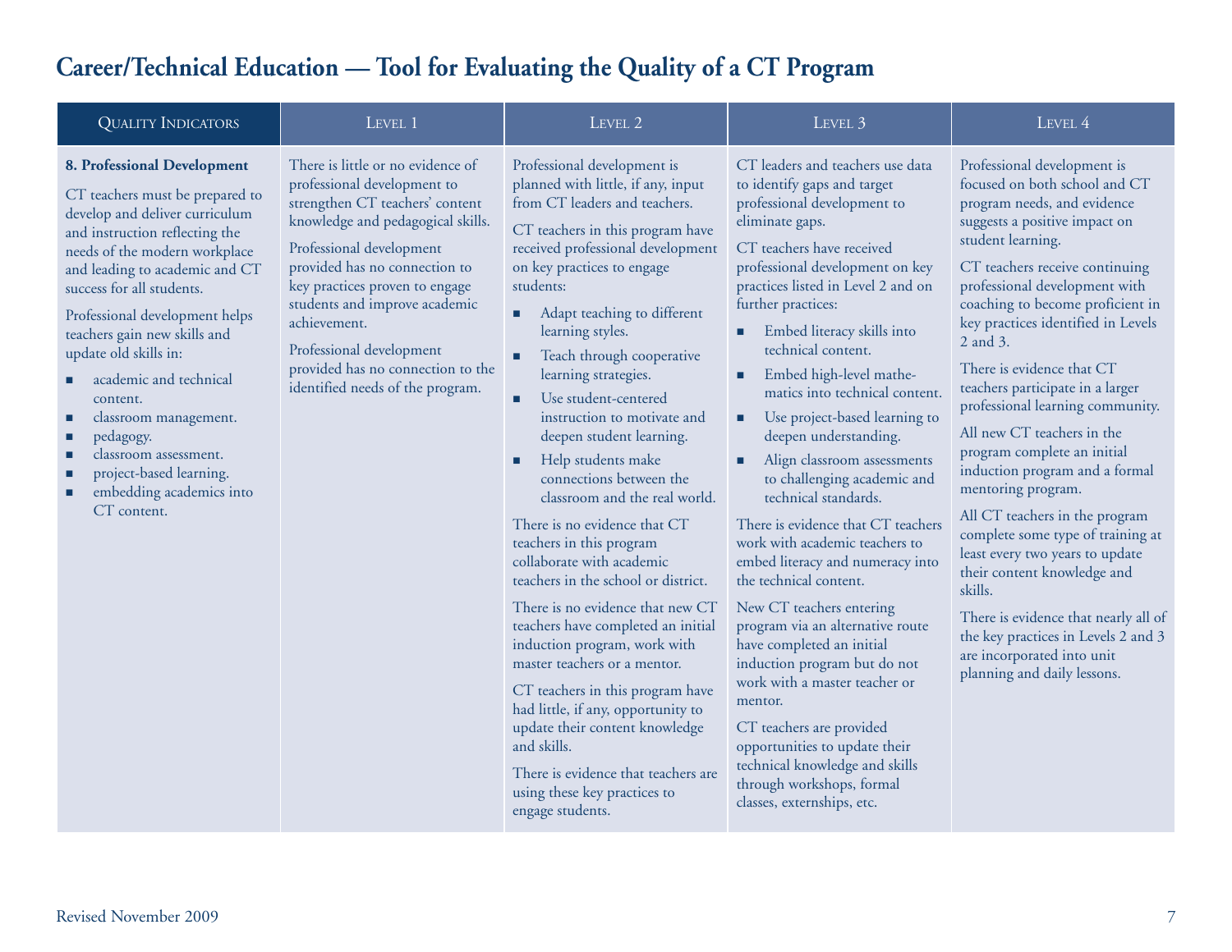# Career/Technical Education — Tool for Evaluating the Quality of a CT Program

| Quality Indicators | Level 1 | Level 2 | Level 3 | Level 4 |
|---|---|---|---|---|
| **8. Professional Development**<br><br>CT teachers must be prepared to develop and deliver curriculum and instruction reflecting the needs of the modern workplace and leading to academic and CT success for all students.<br><br>Professional development helps teachers gain new skills and update old skills in:<br>■ academic and technical content.<br>■ classroom management.<br>■ pedagogy.<br>■ classroom assessment.<br>■ project-based learning.<br>■ embedding academics into CT content. | There is little or no evidence of professional development to strengthen CT teachers' content knowledge and pedagogical skills.<br><br>Professional development provided has no connection to key practices proven to engage students and improve academic achievement.<br><br>Professional development provided has no connection to the identified needs of the program. | Professional development is planned with little, if any, input from CT leaders and teachers.<br><br>CT teachers in this program have received professional development on key practices to engage students:<br>■ Adapt teaching to different learning styles.<br>■ Teach through cooperative learning strategies.<br>■ Use student-centered instruction to motivate and deepen student learning.<br>■ Help students make connections between the classroom and the real world.<br><br>There is no evidence that CT teachers in this program collaborate with academic teachers in the school or district.<br><br>There is no evidence that new CT teachers have completed an initial induction program, work with master teachers or a mentor.<br><br>CT teachers in this program have had little, if any, opportunity to update their content knowledge and skills.<br><br>There is evidence that teachers are using these key practices to engage students. | CT leaders and teachers use data to identify gaps and target professional development to eliminate gaps.<br><br>CT teachers have received professional development on key practices listed in Level 2 and on further practices:<br>■ Embed literacy skills into technical content.<br>■ Embed high-level mathematics into technical content.<br>■ Use project-based learning to deepen understanding.<br>■ Align classroom assessments to challenging academic and technical standards.<br><br>There is evidence that CT teachers work with academic teachers to embed literacy and numeracy into the technical content.<br><br>New CT teachers entering program via an alternative route have completed an initial induction program but do not work with a master teacher or mentor.<br><br>CT teachers are provided opportunities to update their technical knowledge and skills through workshops, formal classes, externships, etc. | Professional development is focused on both school and CT program needs, and evidence suggests a positive impact on student learning.<br><br>CT teachers receive continuing professional development with coaching to become proficient in key practices identified in Levels 2 and 3.<br><br>There is evidence that CT teachers participate in a larger professional learning community.<br><br>All new CT teachers in the program complete an initial induction program and a formal mentoring program.<br><br>All CT teachers in the program complete some type of training at least every two years to update their content knowledge and skills.<br><br>There is evidence that nearly all of the key practices in Levels 2 and 3 are incorporated into unit planning and daily lessons. |

Revised November 2009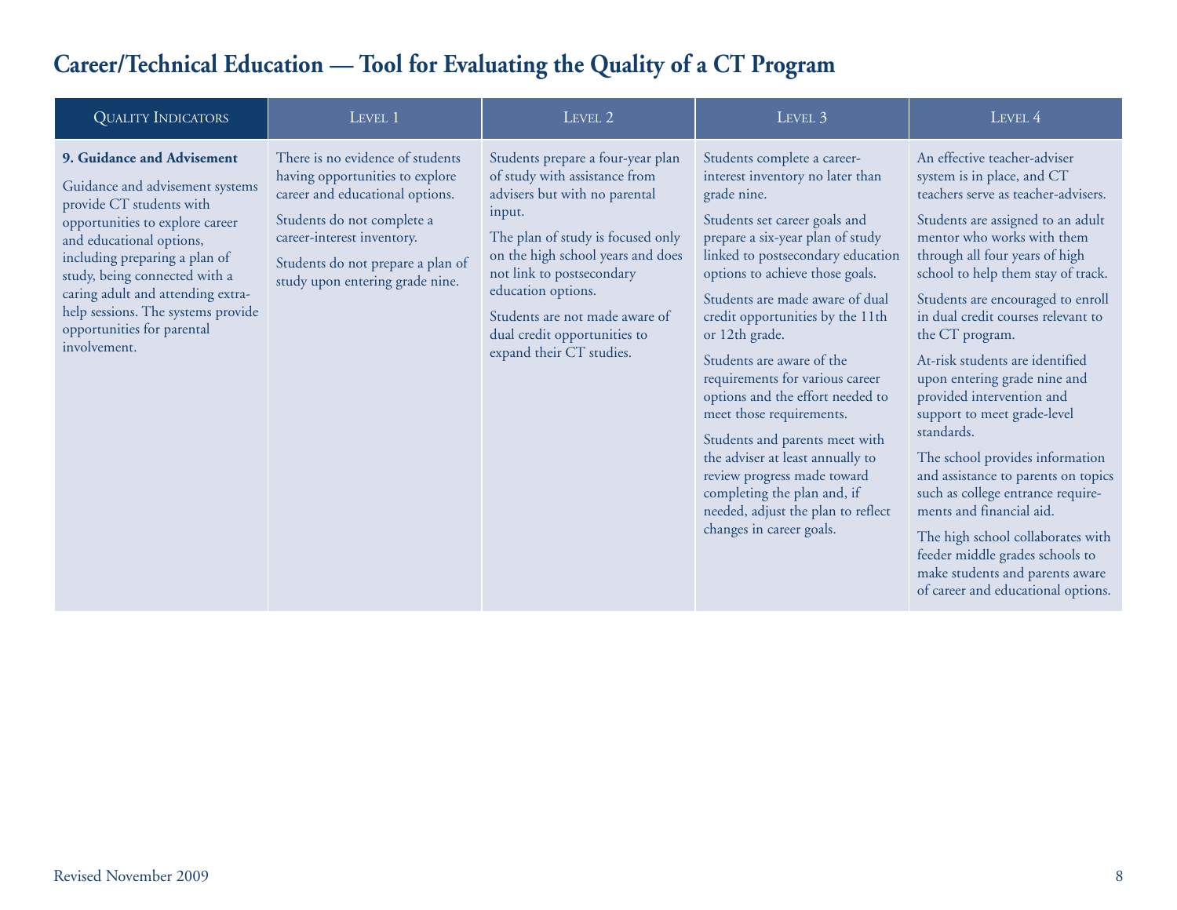# Career/Technical Education — Tool for Evaluating the Quality of a CT Program

| Quality Indicators | Level 1 | Level 2 | Level 3 | Level 4 |
| --- | --- | --- | --- | --- |
| **9. Guidance and Advisement**<br><br>Guidance and advisement systems provide CT students with opportunities to explore career and educational options, including preparing a plan of study, being connected with a caring adult and attending extra-help sessions. The systems provide opportunities for parental involvement. | There is no evidence of students having opportunities to explore career and educational options.<br><br>Students do not complete a career-interest inventory.<br><br>Students do not prepare a plan of study upon entering grade nine. | Students prepare a four-year plan of study with assistance from advisers but with no parental input.<br><br>The plan of study is focused only on the high school years and does not link to postsecondary education options.<br><br>Students are not made aware of dual credit opportunities to expand their CT studies. | Students complete a career-interest inventory no later than grade nine.<br><br>Students set career goals and prepare a six-year plan of study linked to postsecondary education options to achieve those goals.<br><br>Students are made aware of dual credit opportunities by the 11th or 12th grade.<br><br>Students are aware of the requirements for various career options and the effort needed to meet those requirements.<br><br>Students and parents meet with the adviser at least annually to review progress made toward completing the plan and, if needed, adjust the plan to reflect changes in career goals. | An effective teacher-adviser system is in place, and CT teachers serve as teacher-advisers.<br><br>Students are assigned to an adult mentor who works with them through all four years of high school to help them stay of track.<br><br>Students are encouraged to enroll in dual credit courses relevant to the CT program.<br><br>At-risk students are identified upon entering grade nine and provided intervention and support to meet grade-level standards.<br><br>The school provides information and assistance to parents on topics such as college entrance requirements and financial aid.<br><br>The high school collaborates with feeder middle grades schools to make students and parents aware of career and educational options. |

Revised November 2009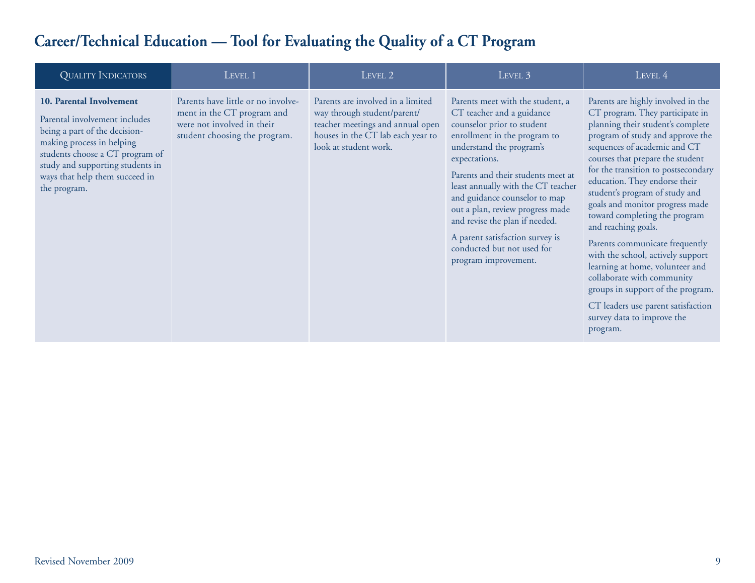# Career/Technical Education — Tool for Evaluating the Quality of a CT Program

| Quality Indicators | Level 1 | Level 2 | Level 3 | Level 4 |
|---|---|---|---|---|
| **10. Parental Involvement**<br><br>Parental involvement includes being a part of the decision-making process in helping students choose a CT program of study and supporting students in ways that help them succeed in the program. | Parents have little or no involvement in the CT program and were not involved in their student choosing the program. | Parents are involved in a limited way through student/parent/teacher meetings and annual open houses in the CT lab each year to look at student work. | Parents meet with the student, a CT teacher and a guidance counselor prior to student enrollment in the program to understand the program's expectations.<br><br>Parents and their students meet at least annually with the CT teacher and guidance counselor to map out a plan, review progress made and revise the plan if needed.<br><br>A parent satisfaction survey is conducted but not used for program improvement. | Parents are highly involved in the CT program. They participate in planning their student's complete program of study and approve the sequences of academic and CT courses that prepare the student for the transition to postsecondary education. They endorse their student's program of study and goals and monitor progress made toward completing the program and reaching goals.<br><br>Parents communicate frequently with the school, actively support learning at home, volunteer and collaborate with community groups in support of the program.<br><br>CT leaders use parent satisfaction survey data to improve the program. |

Revised November 2009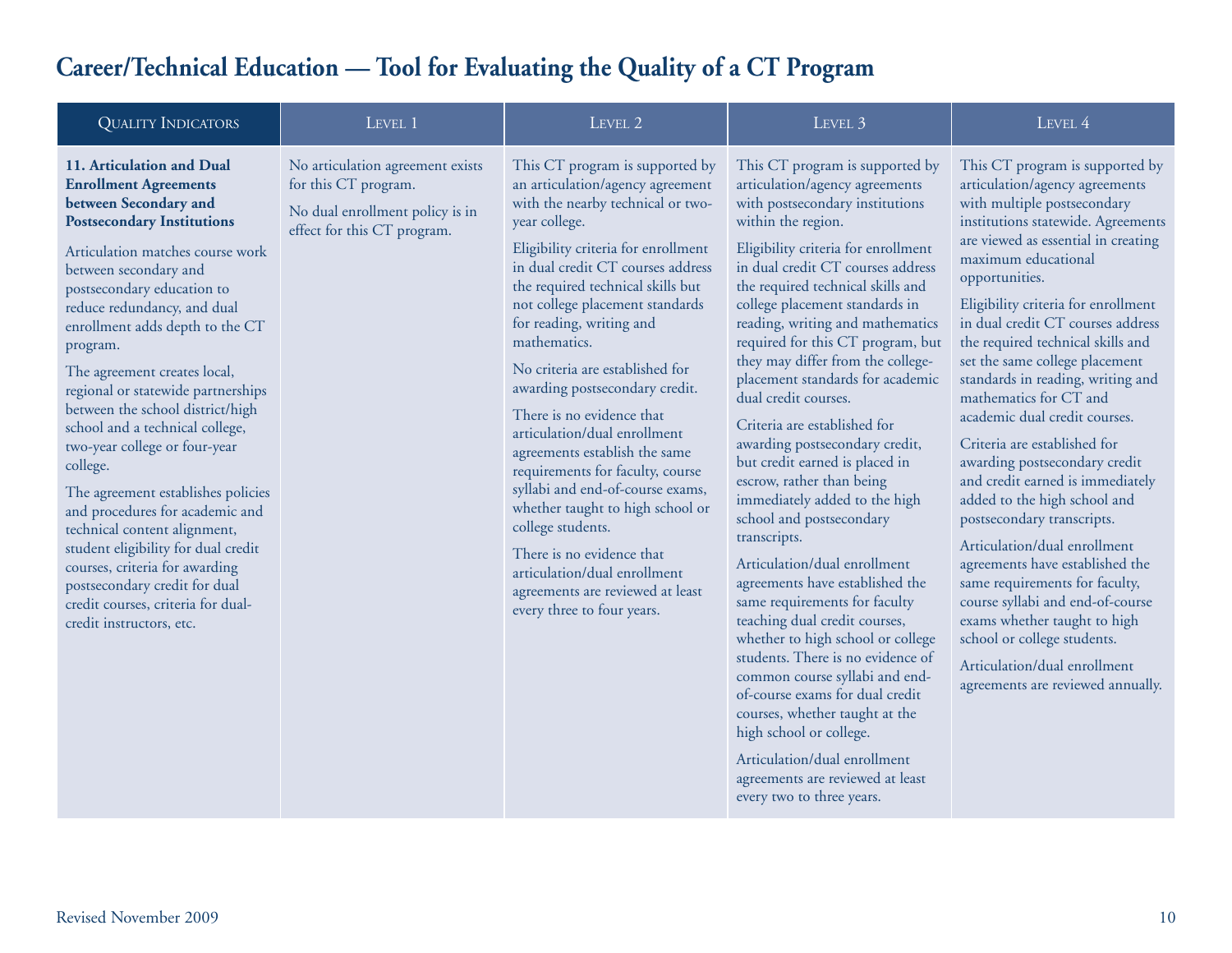# Career/Technical Education — Tool for Evaluating the Quality of a CT Program

| Quality Indicators | Level 1 | Level 2 | Level 3 | Level 4 |
|---|---|---|---|---|
| **11. Articulation and Dual Enrollment Agreements between Secondary and Postsecondary Institutions**<br><br>Articulation matches course work between secondary and postsecondary education to reduce redundancy, and dual enrollment adds depth to the CT program.<br><br>The agreement creates local, regional or statewide partnerships between the school district/high school and a technical college, two-year college or four-year college.<br><br>The agreement establishes policies and procedures for academic and technical content alignment, student eligibility for dual credit courses, criteria for awarding postsecondary credit for dual credit courses, criteria for dual-credit instructors, etc. | No articulation agreement exists for this CT program.<br><br>No dual enrollment policy is in effect for this CT program. | This CT program is supported by an articulation/agency agreement with the nearby technical or two-year college.<br><br>Eligibility criteria for enrollment in dual credit CT courses address the required technical skills but not college placement standards for reading, writing and mathematics.<br><br>No criteria are established for awarding postsecondary credit.<br><br>There is no evidence that articulation/dual enrollment agreements establish the same requirements for faculty, course syllabi and end-of-course exams, whether taught to high school or college students.<br><br>There is no evidence that articulation/dual enrollment agreements are reviewed at least every three to four years. | This CT program is supported by articulation/agency agreements with postsecondary institutions within the region.<br><br>Eligibility criteria for enrollment in dual credit CT courses address the required technical skills and college placement standards in reading, writing and mathematics required for this CT program, but they may differ from the college-placement standards for academic dual credit courses.<br><br>Criteria are established for awarding postsecondary credit, but credit earned is placed in escrow, rather than being immediately added to the high school and postsecondary transcripts.<br><br>Articulation/dual enrollment agreements have established the same requirements for faculty teaching dual credit courses, whether to high school or college students. There is no evidence of common course syllabi and end-of-course exams for dual credit courses, whether taught at the high school or college.<br><br>Articulation/dual enrollment agreements are reviewed at least every two to three years. | This CT program is supported by articulation/agency agreements with multiple postsecondary institutions statewide. Agreements are viewed as essential in creating maximum educational opportunities.<br><br>Eligibility criteria for enrollment in dual credit CT courses address the required technical skills and set the same college placement standards in reading, writing and mathematics for CT and academic dual credit courses.<br><br>Criteria are established for awarding postsecondary credit and credit earned is immediately added to the high school and postsecondary transcripts.<br><br>Articulation/dual enrollment agreements have established the same requirements for faculty, course syllabi and end-of-course exams whether taught to high school or college students.<br><br>Articulation/dual enrollment agreements are reviewed annually. |

Revised November 2009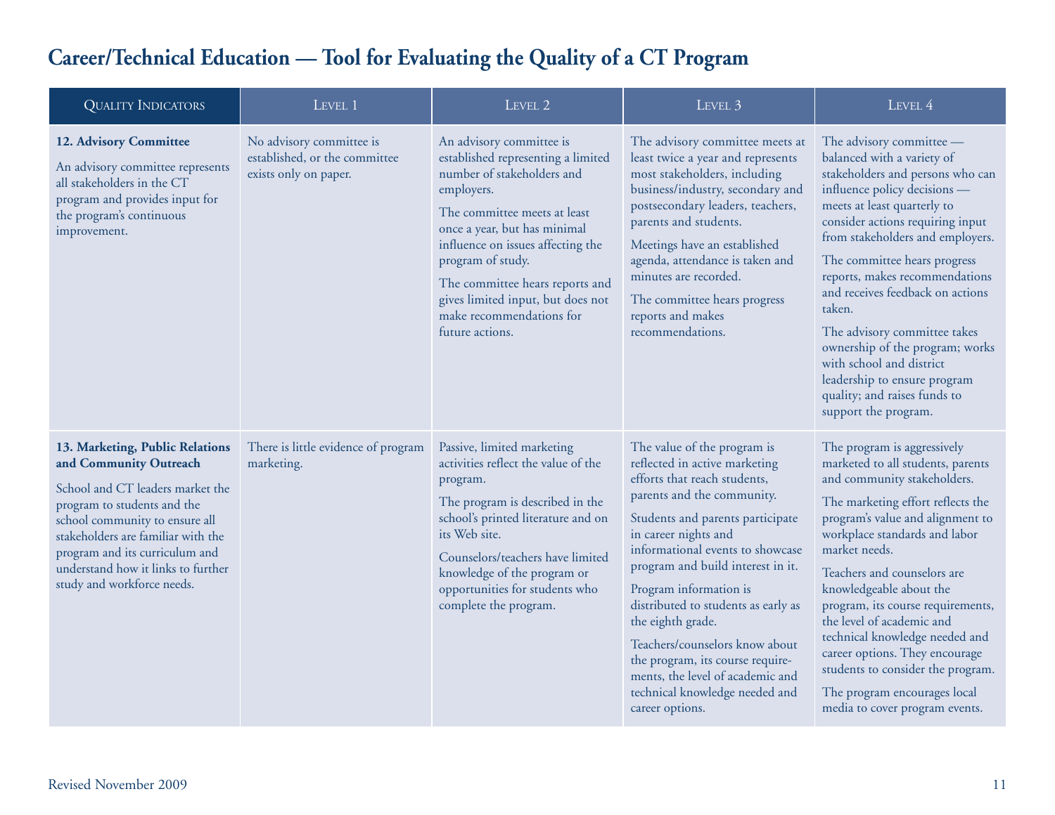# Career/Technical Education — Tool for Evaluating the Quality of a CT Program

| Quality Indicators | Level 1 | Level 2 | Level 3 | Level 4 |
|---|---|---|---|---|
| **12. Advisory Committee**<br><br>An advisory committee represents all stakeholders in the CT program and provides input for the program's continuous improvement. | No advisory committee is established, or the committee exists only on paper. | An advisory committee is established representing a limited number of stakeholders and employers.<br><br>The committee meets at least once a year, but has minimal influence on issues affecting the program of study.<br><br>The committee hears reports and gives limited input, but does not make recommendations for future actions. | The advisory committee meets at least twice a year and represents most stakeholders, including business/industry, secondary and postsecondary leaders, teachers, parents and students.<br><br>Meetings have an established agenda, attendance is taken and minutes are recorded.<br><br>The committee hears progress reports and makes recommendations. | The advisory committee — balanced with a variety of stakeholders and persons who can influence policy decisions — meets at least quarterly to consider actions requiring input from stakeholders and employers.<br><br>The committee hears progress reports, makes recommendations and receives feedback on actions taken.<br><br>The advisory committee takes ownership of the program; works with school and district leadership to ensure program quality; and raises funds to support the program. |
| **13. Marketing, Public Relations and Community Outreach**<br><br>School and CT leaders market the program to students and the school community to ensure all stakeholders are familiar with the program and its curriculum and understand how it links to further study and workforce needs. | There is little evidence of program marketing. | Passive, limited marketing activities reflect the value of the program.<br><br>The program is described in the school's printed literature and on its Web site.<br><br>Counselors/teachers have limited knowledge of the program or opportunities for students who complete the program. | The value of the program is reflected in active marketing efforts that reach students, parents and the community.<br><br>Students and parents participate in career nights and informational events to showcase program and build interest in it.<br><br>Program information is distributed to students as early as the eighth grade.<br><br>Teachers/counselors know about the program, its course requirements, the level of academic and technical knowledge needed and career options. | The program is aggressively marketed to all students, parents and community stakeholders.<br><br>The marketing effort reflects the program's value and alignment to workplace standards and labor market needs.<br><br>Teachers and counselors are knowledgeable about the program, its course requirements, the level of academic and technical knowledge needed and career options. They encourage students to consider the program.<br><br>The program encourages local media to cover program events. |

Revised November 2009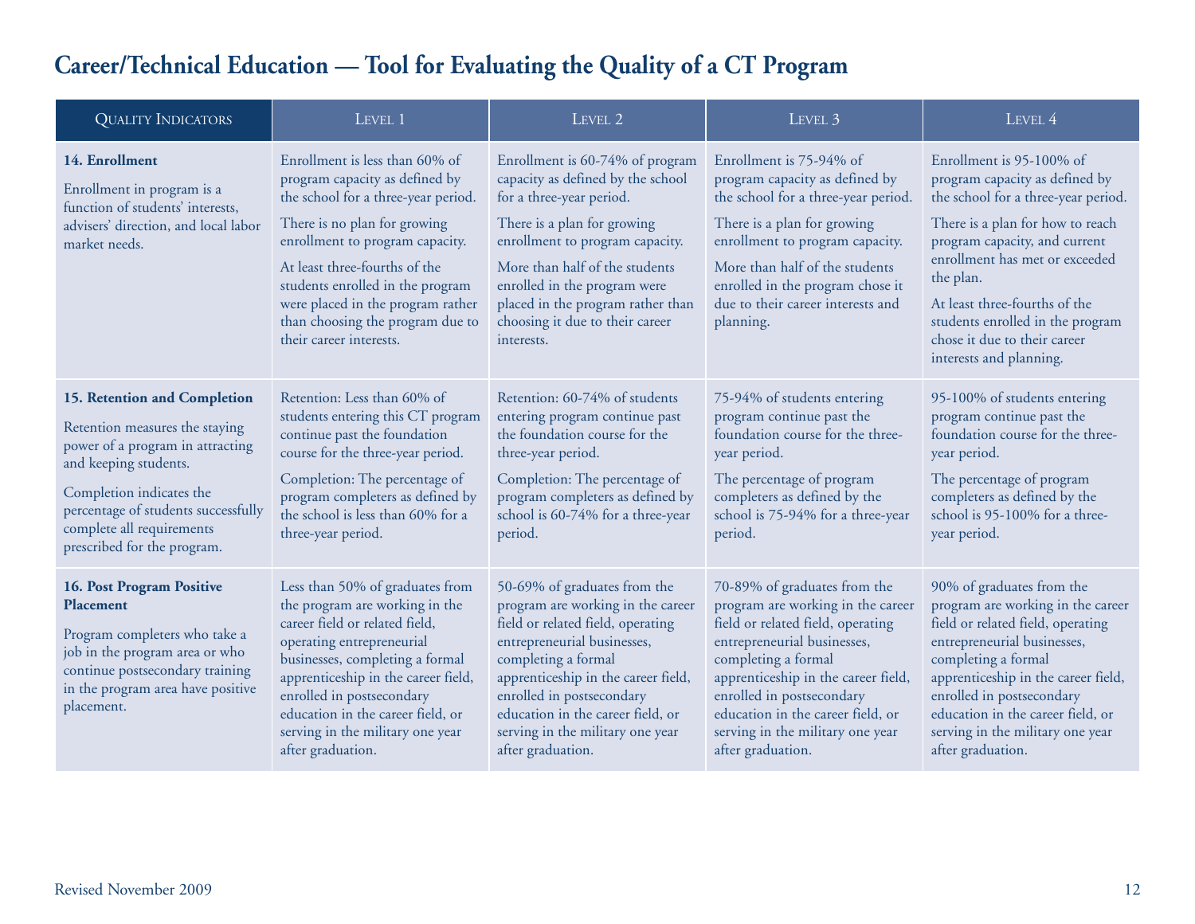# Career/Technical Education — Tool for Evaluating the Quality of a CT Program

| Quality Indicators | Level 1 | Level 2 | Level 3 | Level 4 |
|---|---|---|---|---|
| **14. Enrollment**<br><br>Enrollment in program is a function of students' interests, advisers' direction, and local labor market needs. | Enrollment is less than 60% of program capacity as defined by the school for a three-year period.<br><br>There is no plan for growing enrollment to program capacity.<br><br>At least three-fourths of the students enrolled in the program were placed in the program rather than choosing the program due to their career interests. | Enrollment is 60-74% of program capacity as defined by the school for a three-year period.<br><br>There is a plan for growing enrollment to program capacity.<br><br>More than half of the students enrolled in the program were placed in the program rather than choosing it due to their career interests. | Enrollment is 75-94% of program capacity as defined by the school for a three-year period.<br><br>There is a plan for growing enrollment to program capacity.<br><br>More than half of the students enrolled in the program chose it due to their career interests and planning. | Enrollment is 95-100% of program capacity as defined by the school for a three-year period.<br><br>There is a plan for how to reach program capacity, and current enrollment has met or exceeded the plan.<br><br>At least three-fourths of the students enrolled in the program chose it due to their career interests and planning. |
| **15. Retention and Completion**<br><br>Retention measures the staying power of a program in attracting and keeping students.<br><br>Completion indicates the percentage of students successfully complete all requirements prescribed for the program. | Retention: Less than 60% of students entering this CT program continue past the foundation course for the three-year period.<br><br>Completion: The percentage of program completers as defined by the school is less than 60% for a three-year period. | Retention: 60-74% of students entering program continue past the foundation course for the three-year period.<br><br>Completion: The percentage of program completers as defined by school is 60-74% for a three-year period. | 75-94% of students entering program continue past the foundation course for the three-year period.<br><br>The percentage of program completers as defined by the school is 75-94% for a three-year period. | 95-100% of students entering program continue past the foundation course for the three-year period.<br><br>The percentage of program completers as defined by the school is 95-100% for a three-year period. |
| **16. Post Program Positive Placement**<br><br>Program completers who take a job in the program area or who continue postsecondary training in the program area have positive placement. | Less than 50% of graduates from the program are working in the career field or related field, operating entrepreneurial businesses, completing a formal apprenticeship in the career field, enrolled in postsecondary education in the career field, or serving in the military one year after graduation. | 50-69% of graduates from the program are working in the career field or related field, operating entrepreneurial businesses, completing a formal apprenticeship in the career field, enrolled in postsecondary education in the career field, or serving in the military one year after graduation. | 70-89% of graduates from the program are working in the career field or related field, operating entrepreneurial businesses, completing a formal apprenticeship in the career field, enrolled in postsecondary education in the career field, or serving in the military one year after graduation. | 90% of graduates from the program are working in the career field or related field, operating entrepreneurial businesses, completing a formal apprenticeship in the career field, enrolled in postsecondary education in the career field, or serving in the military one year after graduation. |

Revised November 2009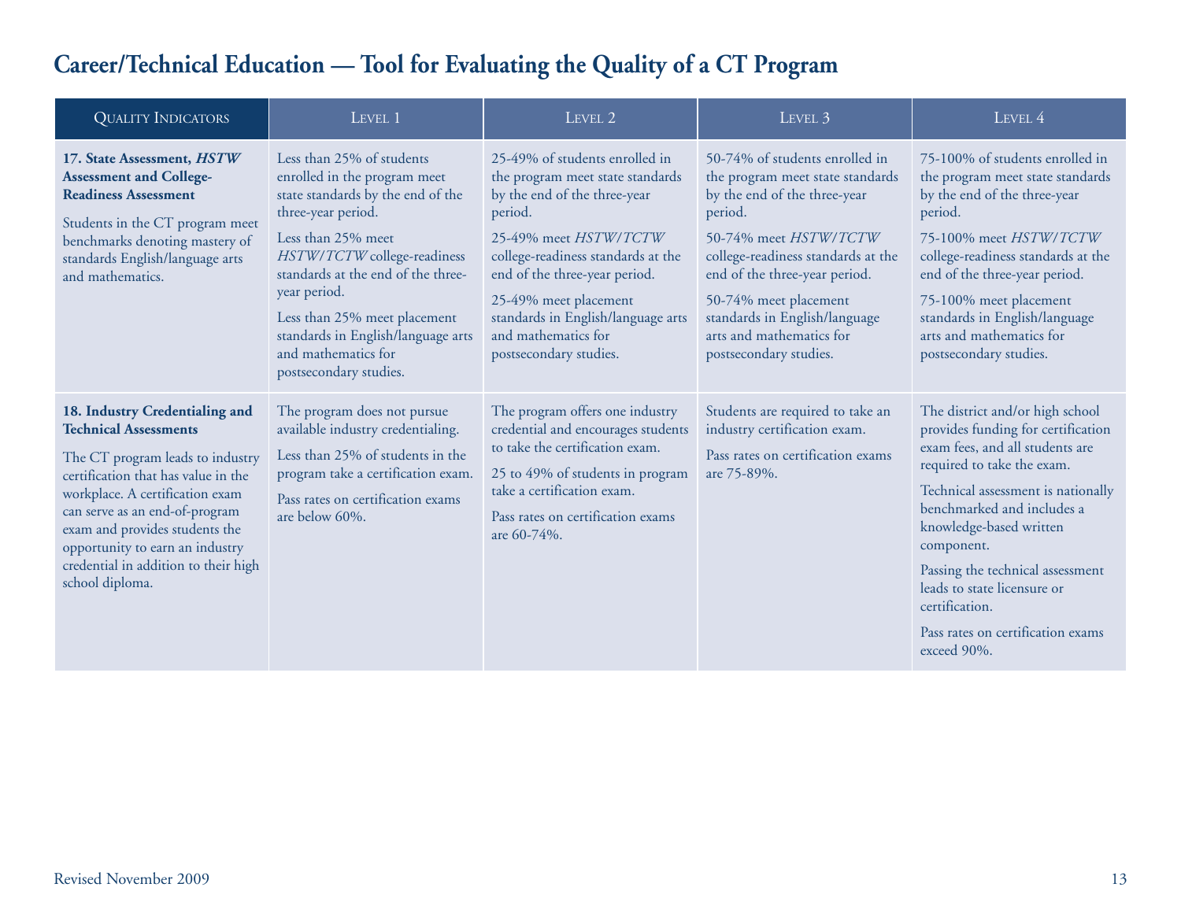# Career/Technical Education — Tool for Evaluating the Quality of a CT Program

| Quality Indicators | Level 1 | Level 2 | Level 3 | Level 4 |
| --- | --- | --- | --- | --- |
| **17. State Assessment, *HSTW* Assessment and College-Readiness Assessment**<br><br>Students in the CT program meet benchmarks denoting mastery of standards English/language arts and mathematics. | Less than 25% of students enrolled in the program meet state standards by the end of the three-year period.<br><br>Less than 25% meet *HSTW/TCTW* college-readiness standards at the end of the three-year period.<br><br>Less than 25% meet placement standards in English/language arts and mathematics for postsecondary studies. | 25-49% of students enrolled in the program meet state standards by the end of the three-year period.<br><br>25-49% meet *HSTW/TCTW* college-readiness standards at the end of the three-year period.<br><br>25-49% meet placement standards in English/language arts and mathematics for postsecondary studies. | 50-74% of students enrolled in the program meet state standards by the end of the three-year period.<br><br>50-74% meet *HSTW/TCTW* college-readiness standards at the end of the three-year period.<br><br>50-74% meet placement standards in English/language arts and mathematics for postsecondary studies. | 75-100% of students enrolled in the program meet state standards by the end of the three-year period.<br><br>75-100% meet *HSTW/TCTW* college-readiness standards at the end of the three-year period.<br><br>75-100% meet placement standards in English/language arts and mathematics for postsecondary studies. |
| **18. Industry Credentialing and Technical Assessments**<br><br>The CT program leads to industry certification that has value in the workplace. A certification exam can serve as an end-of-program exam and provides students the opportunity to earn an industry credential in addition to their high school diploma. | The program does not pursue available industry credentialing.<br><br>Less than 25% of students in the program take a certification exam.<br><br>Pass rates on certification exams are below 60%. | The program offers one industry credential and encourages students to take the certification exam.<br><br>25 to 49% of students in program take a certification exam.<br><br>Pass rates on certification exams are 60-74%. | Students are required to take an industry certification exam.<br><br>Pass rates on certification exams are 75-89%. | The district and/or high school provides funding for certification exam fees, and all students are required to take the exam.<br><br>Technical assessment is nationally benchmarked and includes a knowledge-based written component.<br><br>Passing the technical assessment leads to state licensure or certification.<br><br>Pass rates on certification exams exceed 90%. |

Revised November 2009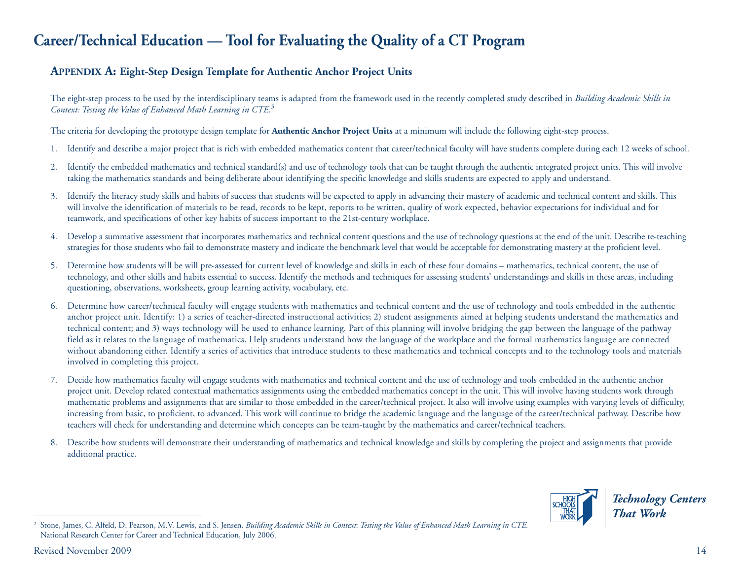# Career/Technical Education — Tool for Evaluating the Quality of a CT Program

## Appendix A: Eight-Step Design Template for Authentic Anchor Project Units

The eight-step process to be used by the interdisciplinary teams is adapted from the framework used in the recently completed study described in *Building Academic Skills in Context: Testing the Value of Enhanced Math Learning in CTE*.[3]

The criteria for developing the prototype design template for **Authentic Anchor Project Units** at a minimum will include the following eight-step process.

1. Identify and describe a major project that is rich with embedded mathematics content that career/technical faculty will have students complete during each 12 weeks of school.
2. Identify the embedded mathematics and technical standard(s) and use of technology tools that can be taught through the authentic integrated project units. This will involve taking the mathematics standards and being deliberate about identifying the specific knowledge and skills students are expected to apply and understand.
3. Identify the literacy study skills and habits of success that students will be expected to apply in advancing their mastery of academic and technical content and skills. This will involve the identification of materials to be read, records to be kept, reports to be written, quality of work expected, behavior expectations for individual and for teamwork, and specifications of other key habits of success important to the 21st-century workplace.
4. Develop a summative assessment that incorporates mathematics and technical content questions and the use of technology questions at the end of the unit. Describe re-teaching strategies for those students who fail to demonstrate mastery and indicate the benchmark level that would be acceptable for demonstrating mastery at the proficient level.
5. Determine how students will be will pre-assessed for current level of knowledge and skills in each of these four domains – mathematics, technical content, the use of technology, and other skills and habits essential to success. Identify the methods and techniques for assessing students' understandings and skills in these areas, including questioning, observations, worksheets, group learning activity, vocabulary, etc.
6. Determine how career/technical faculty will engage students with mathematics and technical content and the use of technology and tools embedded in the authentic anchor project unit. Identify: 1) a series of teacher-directed instructional activities; 2) student assignments aimed at helping students understand the mathematics and technical content; and 3) ways technology will be used to enhance learning. Part of this planning will involve bridging the gap between the language of the pathway field as it relates to the language of mathematics. Help students understand how the language of the workplace and the formal mathematics language are connected without abandoning either. Identify a series of activities that introduce students to these mathematics and technical concepts and to the technology tools and materials involved in completing this project.
7. Decide how mathematics faculty will engage students with mathematics and technical content and the use of technology and tools embedded in the authentic anchor project unit. Develop related contextual mathematics assignments using the embedded mathematics concept in the unit. This will involve having students work through mathematic problems and assignments that are similar to those embedded in the career/technical project. It also will involve using examples with varying levels of difficulty, increasing from basic, to proficient, to advanced. This work will continue to bridge the academic language and the language of the career/technical pathway. Describe how teachers will check for understanding and determine which concepts can be team-taught by the mathematics and career/technical teachers.
8. Describe how students will demonstrate their understanding of mathematics and technical knowledge and skills by completing the project and assignments that provide additional practice.

---

[2] Stone, James, C. Alfeld, D. Pearson, M.V. Lewis, and S. Jensen. *Building Academic Skills in Context: Testing the Value of Enhanced Math Learning in CTE.* National Research Center for Career and Technical Education, July 2006.